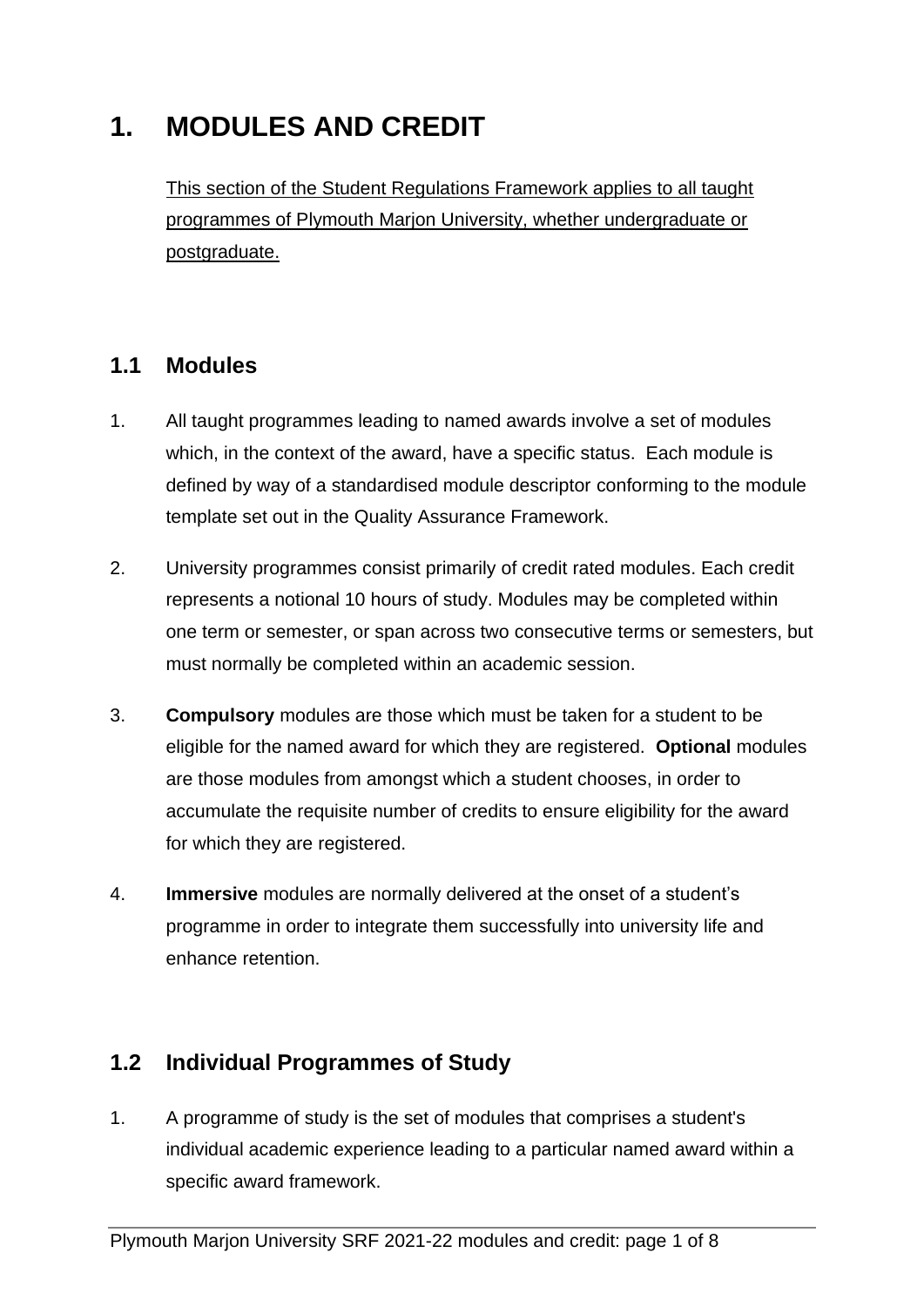# 1. MODULES AND CREDIT

<u>This section of the Student Regulations Framework applies to all taught programmes of Plymouth Marjon University, whether undergraduate or postgraduate.</u>

## 1.1 Modules

1. All taught programmes leading to named awards involve a set of modules which, in the context of the award, have a specific status. Each module is defined by way of a standardised module descriptor conforming to the module template set out in the Quality Assurance Framework.

2. University programmes consist primarily of credit rated modules. Each credit represents a notional 10 hours of study. Modules may be completed within one term or semester, or span across two consecutive terms or semesters, but must normally be completed within an academic session.

3. **Compulsory** modules are those which must be taken for a student to be eligible for the named award for which they are registered. **Optional** modules are those modules from amongst which a student chooses, in order to accumulate the requisite number of credits to ensure eligibility for the award for which they are registered.

4. **Immersive** modules are normally delivered at the onset of a student's programme in order to integrate them successfully into university life and enhance retention.

## 1.2 Individual Programmes of Study

1. A programme of study is the set of modules that comprises a student's individual academic experience leading to a particular named award within a specific award framework.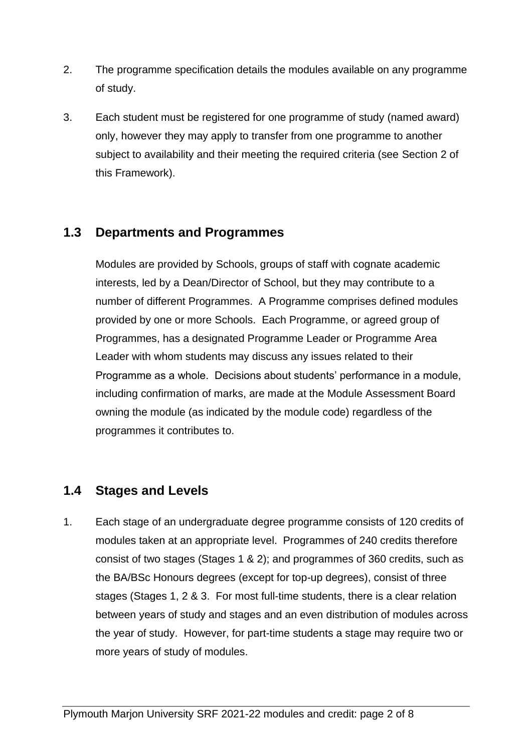2. The programme specification details the modules available on any programme of study.

3. Each student must be registered for one programme of study (named award) only, however they may apply to transfer from one programme to another subject to availability and their meeting the required criteria (see Section 2 of this Framework).

## 1.3 Departments and Programmes

Modules are provided by Schools, groups of staff with cognate academic interests, led by a Dean/Director of School, but they may contribute to a number of different Programmes. A Programme comprises defined modules provided by one or more Schools. Each Programme, or agreed group of Programmes, has a designated Programme Leader or Programme Area Leader with whom students may discuss any issues related to their Programme as a whole. Decisions about students' performance in a module, including confirmation of marks, are made at the Module Assessment Board owning the module (as indicated by the module code) regardless of the programmes it contributes to.

## 1.4 Stages and Levels

1. Each stage of an undergraduate degree programme consists of 120 credits of modules taken at an appropriate level. Programmes of 240 credits therefore consist of two stages (Stages 1 & 2); and programmes of 360 credits, such as the BA/BSc Honours degrees (except for top-up degrees), consist of three stages (Stages 1, 2 & 3. For most full-time students, there is a clear relation between years of study and stages and an even distribution of modules across the year of study. However, for part-time students a stage may require two or more years of study of modules.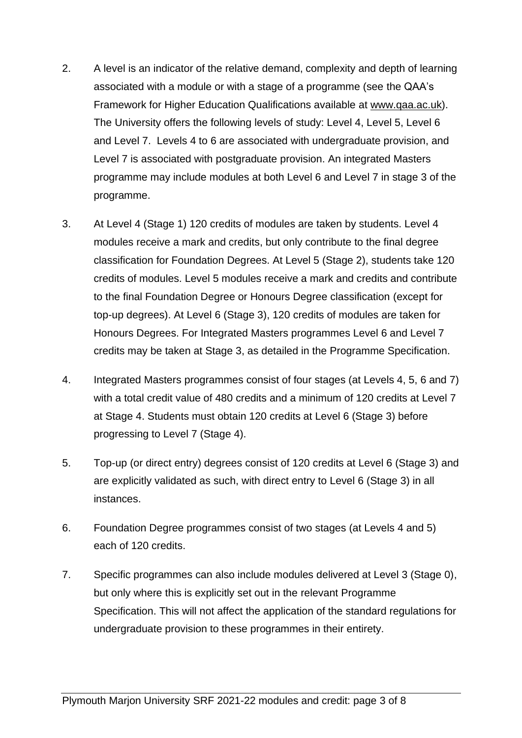2. A level is an indicator of the relative demand, complexity and depth of learning associated with a module or with a stage of a programme (see the QAA's Framework for Higher Education Qualifications available at www.qaa.ac.uk). The University offers the following levels of study: Level 4, Level 5, Level 6 and Level 7. Levels 4 to 6 are associated with undergraduate provision, and Level 7 is associated with postgraduate provision. An integrated Masters programme may include modules at both Level 6 and Level 7 in stage 3 of the programme.

3. At Level 4 (Stage 1) 120 credits of modules are taken by students. Level 4 modules receive a mark and credits, but only contribute to the final degree classification for Foundation Degrees. At Level 5 (Stage 2), students take 120 credits of modules. Level 5 modules receive a mark and credits and contribute to the final Foundation Degree or Honours Degree classification (except for top-up degrees). At Level 6 (Stage 3), 120 credits of modules are taken for Honours Degrees. For Integrated Masters programmes Level 6 and Level 7 credits may be taken at Stage 3, as detailed in the Programme Specification.

4. Integrated Masters programmes consist of four stages (at Levels 4, 5, 6 and 7) with a total credit value of 480 credits and a minimum of 120 credits at Level 7 at Stage 4. Students must obtain 120 credits at Level 6 (Stage 3) before progressing to Level 7 (Stage 4).

5. Top-up (or direct entry) degrees consist of 120 credits at Level 6 (Stage 3) and are explicitly validated as such, with direct entry to Level 6 (Stage 3) in all instances.

6. Foundation Degree programmes consist of two stages (at Levels 4 and 5) each of 120 credits.

7. Specific programmes can also include modules delivered at Level 3 (Stage 0), but only where this is explicitly set out in the relevant Programme Specification. This will not affect the application of the standard regulations for undergraduate provision to these programmes in their entirety.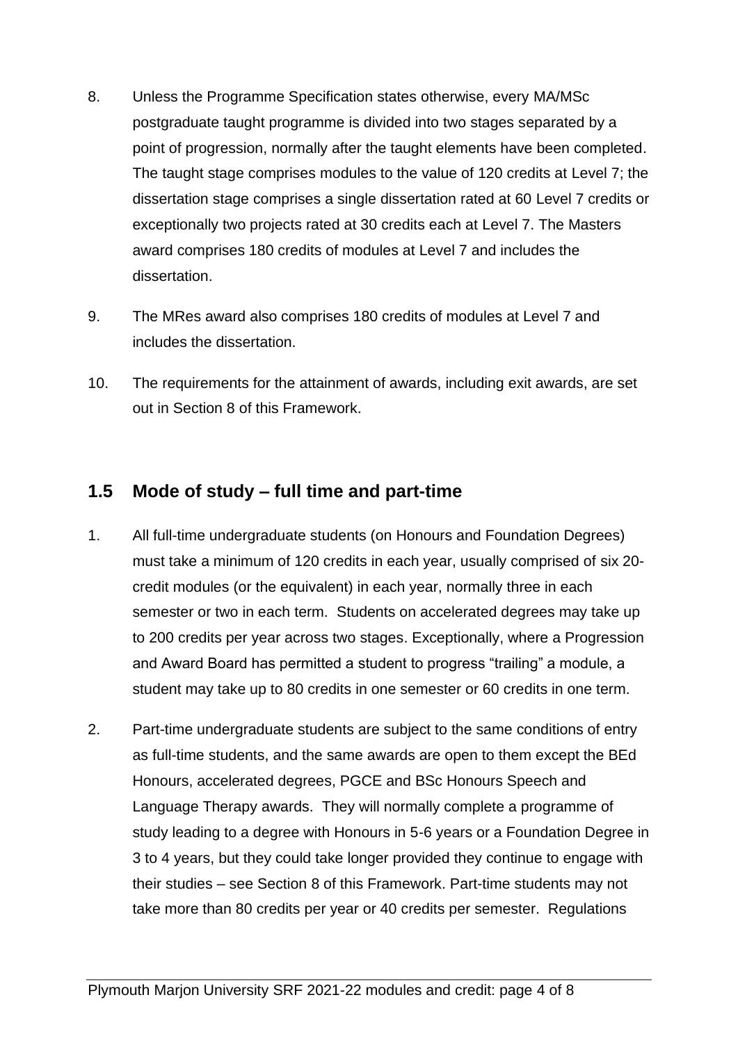8. Unless the Programme Specification states otherwise, every MA/MSc postgraduate taught programme is divided into two stages separated by a point of progression, normally after the taught elements have been completed. The taught stage comprises modules to the value of 120 credits at Level 7; the dissertation stage comprises a single dissertation rated at 60 Level 7 credits or exceptionally two projects rated at 30 credits each at Level 7. The Masters award comprises 180 credits of modules at Level 7 and includes the dissertation.

9. The MRes award also comprises 180 credits of modules at Level 7 and includes the dissertation.

10. The requirements for the attainment of awards, including exit awards, are set out in Section 8 of this Framework.

## 1.5 Mode of study – full time and part-time

1. All full-time undergraduate students (on Honours and Foundation Degrees) must take a minimum of 120 credits in each year, usually comprised of six 20-credit modules (or the equivalent) in each year, normally three in each semester or two in each term. Students on accelerated degrees may take up to 200 credits per year across two stages. Exceptionally, where a Progression and Award Board has permitted a student to progress "trailing" a module, a student may take up to 80 credits in one semester or 60 credits in one term.

2. Part-time undergraduate students are subject to the same conditions of entry as full-time students, and the same awards are open to them except the BEd Honours, accelerated degrees, PGCE and BSc Honours Speech and Language Therapy awards. They will normally complete a programme of study leading to a degree with Honours in 5-6 years or a Foundation Degree in 3 to 4 years, but they could take longer provided they continue to engage with their studies – see Section 8 of this Framework. Part-time students may not take more than 80 credits per year or 40 credits per semester. Regulations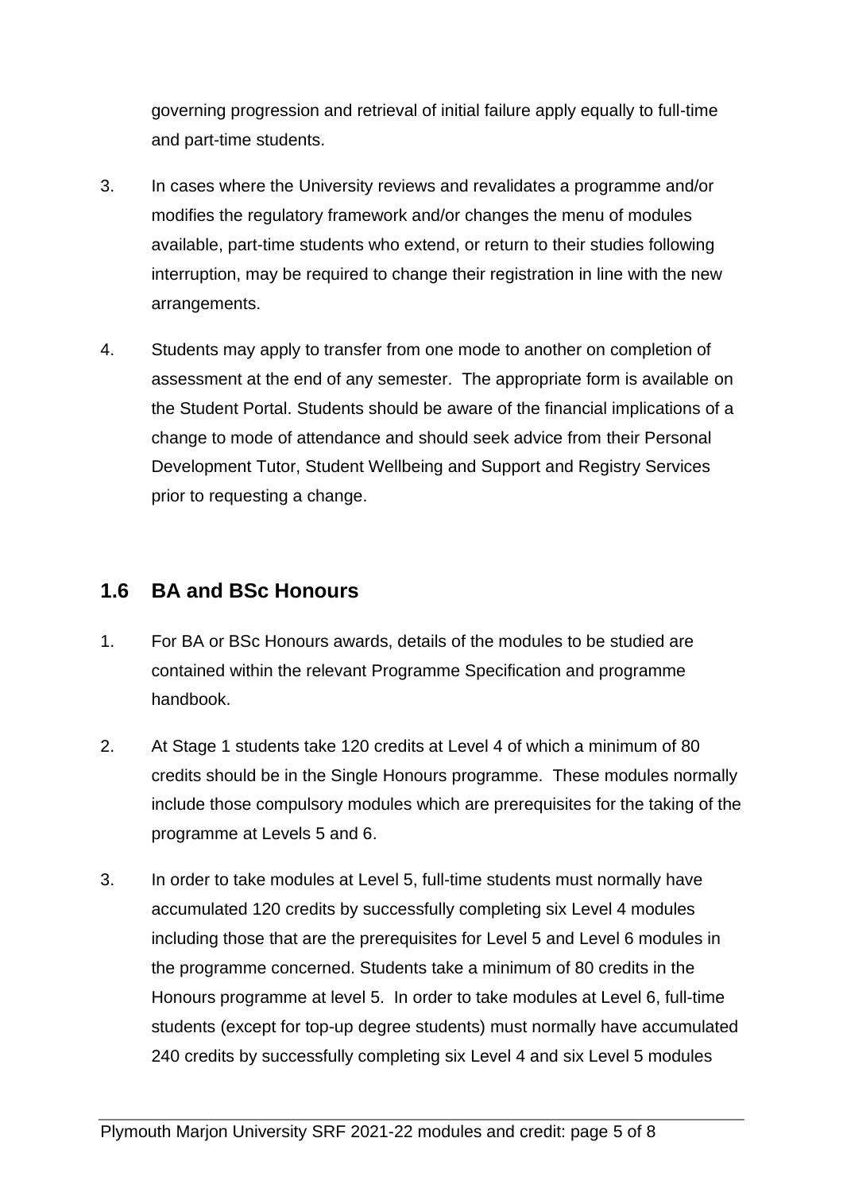governing progression and retrieval of initial failure apply equally to full-time and part-time students.

3. In cases where the University reviews and revalidates a programme and/or modifies the regulatory framework and/or changes the menu of modules available, part-time students who extend, or return to their studies following interruption, may be required to change their registration in line with the new arrangements.

4. Students may apply to transfer from one mode to another on completion of assessment at the end of any semester. The appropriate form is available on the Student Portal. Students should be aware of the financial implications of a change to mode of attendance and should seek advice from their Personal Development Tutor, Student Wellbeing and Support and Registry Services prior to requesting a change.

## 1.6 BA and BSc Honours

1. For BA or BSc Honours awards, details of the modules to be studied are contained within the relevant Programme Specification and programme handbook.

2. At Stage 1 students take 120 credits at Level 4 of which a minimum of 80 credits should be in the Single Honours programme. These modules normally include those compulsory modules which are prerequisites for the taking of the programme at Levels 5 and 6.

3. In order to take modules at Level 5, full-time students must normally have accumulated 120 credits by successfully completing six Level 4 modules including those that are the prerequisites for Level 5 and Level 6 modules in the programme concerned. Students take a minimum of 80 credits in the Honours programme at level 5. In order to take modules at Level 6, full-time students (except for top-up degree students) must normally have accumulated 240 credits by successfully completing six Level 4 and six Level 5 modules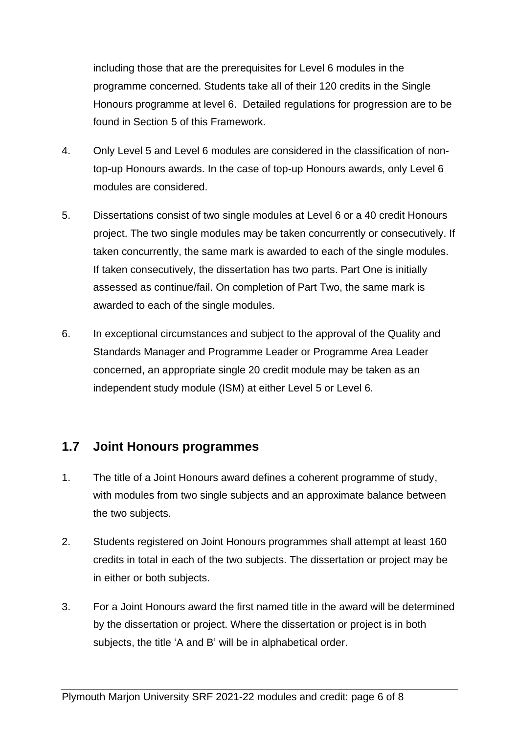including those that are the prerequisites for Level 6 modules in the programme concerned. Students take all of their 120 credits in the Single Honours programme at level 6. Detailed regulations for progression are to be found in Section 5 of this Framework.

4. Only Level 5 and Level 6 modules are considered in the classification of non-top-up Honours awards. In the case of top-up Honours awards, only Level 6 modules are considered.

5. Dissertations consist of two single modules at Level 6 or a 40 credit Honours project. The two single modules may be taken concurrently or consecutively. If taken concurrently, the same mark is awarded to each of the single modules. If taken consecutively, the dissertation has two parts. Part One is initially assessed as continue/fail. On completion of Part Two, the same mark is awarded to each of the single modules.

6. In exceptional circumstances and subject to the approval of the Quality and Standards Manager and Programme Leader or Programme Area Leader concerned, an appropriate single 20 credit module may be taken as an independent study module (ISM) at either Level 5 or Level 6.

## 1.7 Joint Honours programmes

1. The title of a Joint Honours award defines a coherent programme of study, with modules from two single subjects and an approximate balance between the two subjects.

2. Students registered on Joint Honours programmes shall attempt at least 160 credits in total in each of the two subjects. The dissertation or project may be in either or both subjects.

3. For a Joint Honours award the first named title in the award will be determined by the dissertation or project. Where the dissertation or project is in both subjects, the title 'A and B' will be in alphabetical order.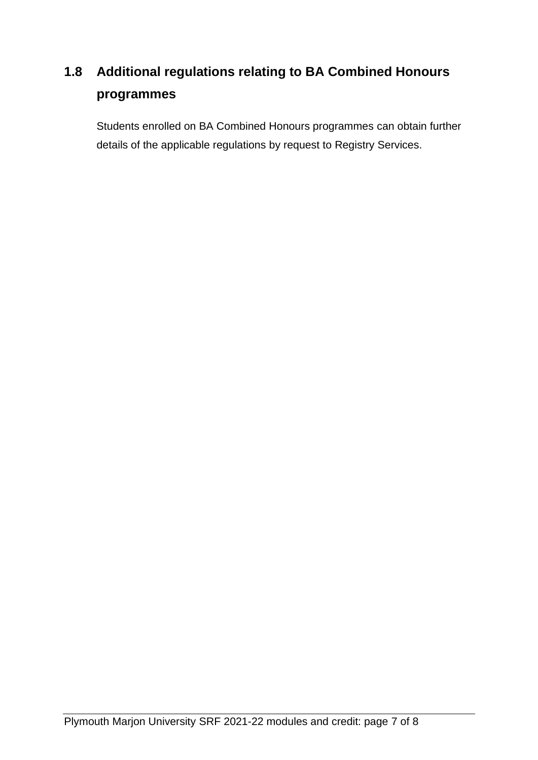## 1.8 Additional regulations relating to BA Combined Honours programmes

Students enrolled on BA Combined Honours programmes can obtain further details of the applicable regulations by request to Registry Services.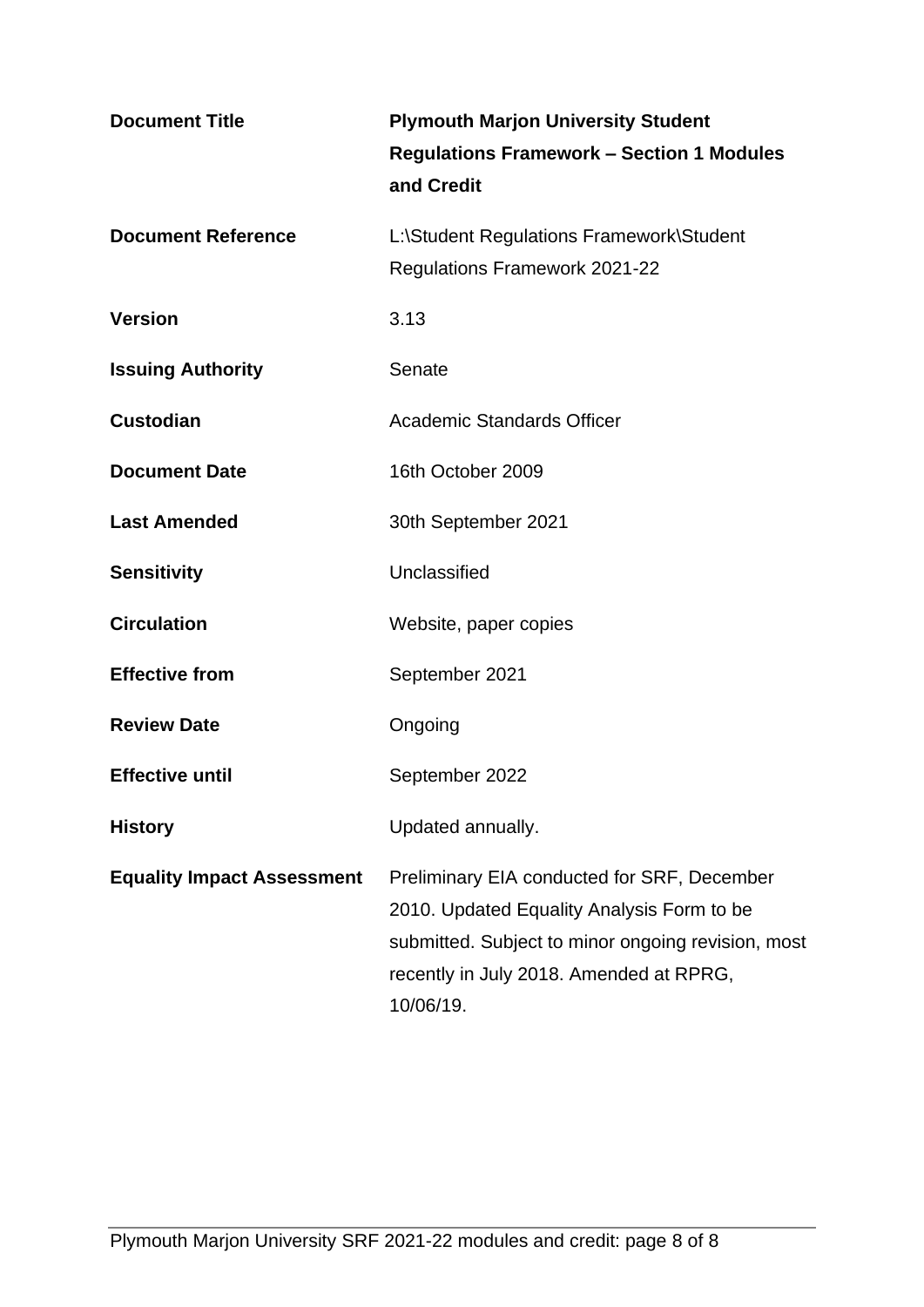| | |
|---|---|
| **Document Title** | **Plymouth Marjon University Student Regulations Framework – Section 1 Modules and Credit** |
| **Document Reference** | L:\Student Regulations Framework\Student Regulations Framework 2021-22 |
| **Version** | 3.13 |
| **Issuing Authority** | Senate |
| **Custodian** | Academic Standards Officer |
| **Document Date** | 16th October 2009 |
| **Last Amended** | 30th September 2021 |
| **Sensitivity** | Unclassified |
| **Circulation** | Website, paper copies |
| **Effective from** | September 2021 |
| **Review Date** | Ongoing |
| **Effective until** | September 2022 |
| **History** | Updated annually. |
| **Equality Impact Assessment** | Preliminary EIA conducted for SRF, December 2010. Updated Equality Analysis Form to be submitted. Subject to minor ongoing revision, most recently in July 2018. Amended at RPRG, 10/06/19. |